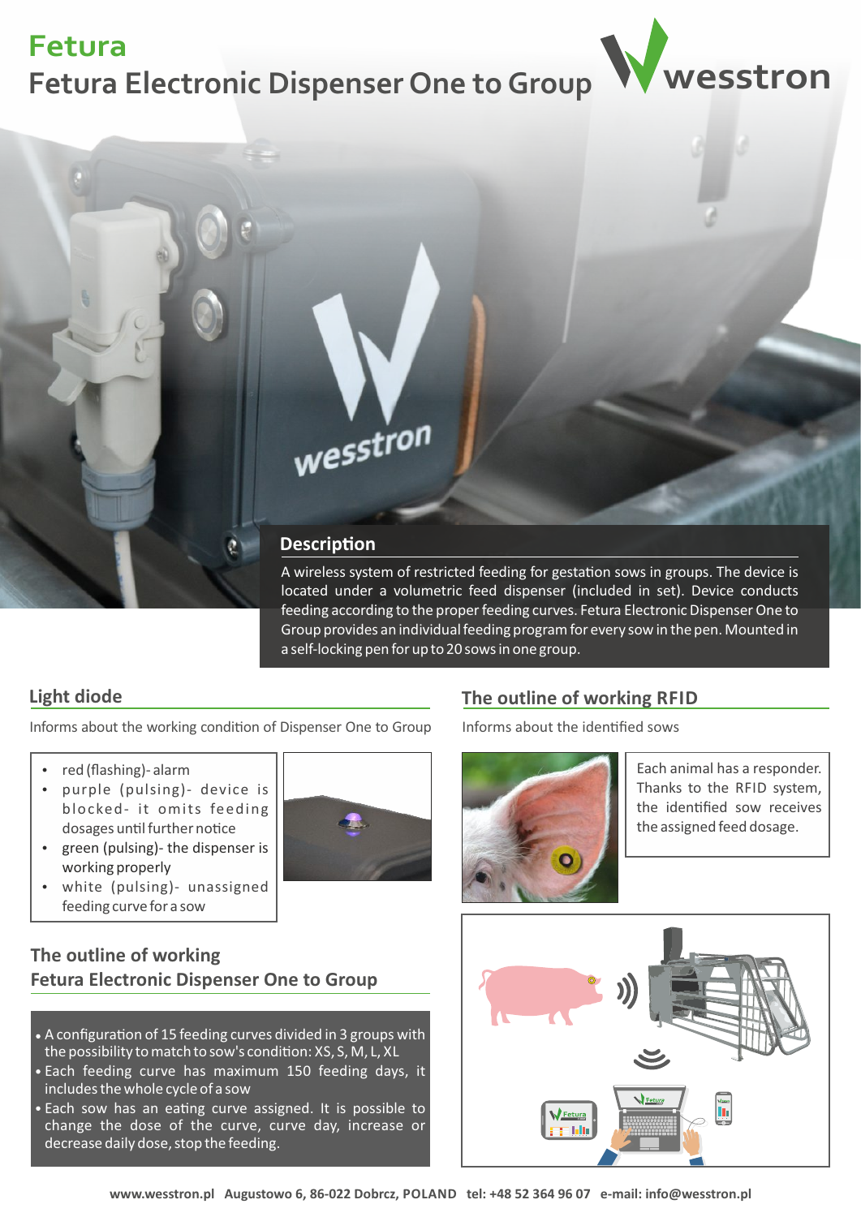# Fetura

## Fetura Electronic Dispenser One to Group

### Description

A wireless system of restricted feeding for gestation sows in groups. The device is located under a volumetric feed dispenser (included in set). Device conducts feeding according to the proper feeding curves. Fetura Electronic Dispenser One to Group provides an individual feeding program for every sow in the pen. Mounted in a self-locking pen for up to 20 sows in one group.

### Light diode

Informs about the working condition of Dispenser One to Group

- red (flashing)- alarm
- purple (pulsing)- device is blocked- it omits feeding dosages until further notice
- green (pulsing)- the dispenser is working properly
- white (pulsing)- unassigned feeding curve for a sow

### The outline of working Fetura Electronic Dispenser One to Group

- A configuration of 15 feeding curves divided in 3 groups with the possibility to match to sow's condition: XS, S, M, L, XL
- Each feeding curve has maximum 150 feeding days, it includes the whole cycle of a sow
- Each sow has an eating curve assigned. It is possible to change the dose of the curve, curve day, increase or decrease daily dose, stop the feeding.

### The outline of working RFID

Informs about the identified sows

Each animal has a responder. Thanks to the RFID system, the identified sow receives the assigned feed dosage.

www.wesstron.pl Augustowo 6, 86-022 Dobrcz, POLAND tel: +48 52 364 96 07 e-mail: info@wesstron.pl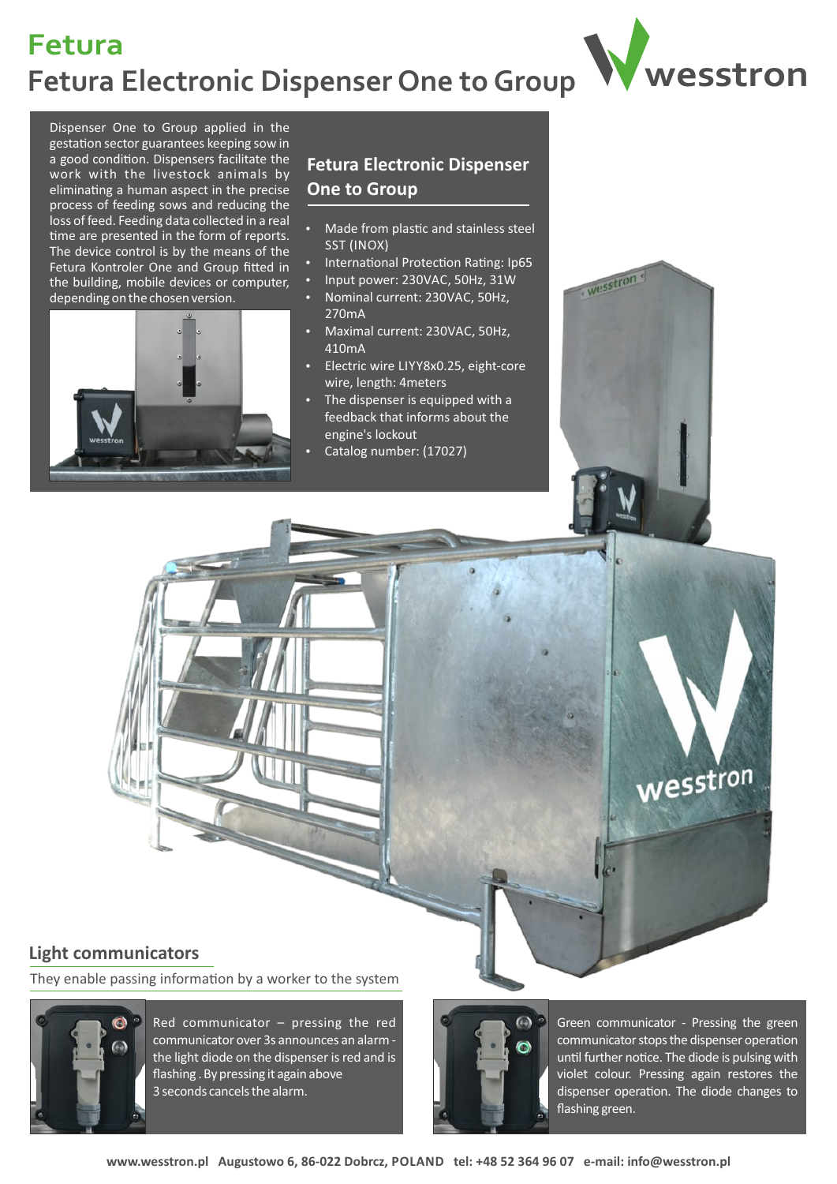# Fetura

## Fetura Electronic Dispenser One to Group

Dispenser One to Group applied in the gestation sector guarantees keeping sow in a good condition. Dispensers facilitate the work with the livestock animals by eliminating a human aspect in the precise process of feeding sows and reducing the loss of feed. Feeding data collected in a real time are presented in the form of reports. The device control is by the means of the Fetura Kontroler One and Group fitted in the building, mobile devices or computer, depending on the chosen version.

### Fetura Electronic Dispenser One to Group

- Made from plastic and stainless steel SST (INOX)
- International Protection Rating: Ip65
- Input power: 230VAC, 50Hz, 31W
- Nominal current: 230VAC, 50Hz, 270mA
- Maximal current: 230VAC, 50Hz, 410mA
- Electric wire LIYY8x0.25, eight-core wire, length: 4meters
- The dispenser is equipped with a feedback that informs about the engine's lockout
- Catalog number: (17027)

### Light communicators

They enable passing information by a worker to the system

Red communicator – pressing the red communicator over 3s announces an alarm - the light diode on the dispenser is red and is flashing . By pressing it again above 3 seconds cancels the alarm.

Green communicator - Pressing the green communicator stops the dispenser operation until further notice. The diode is pulsing with violet colour. Pressing again restores the dispenser operation. The diode changes to flashing green.

**www.wesstron.pl Augustowo 6, 86-022 Dobrcz, POLAND tel: +48 52 364 96 07 e-mail: info@wesstron.pl**